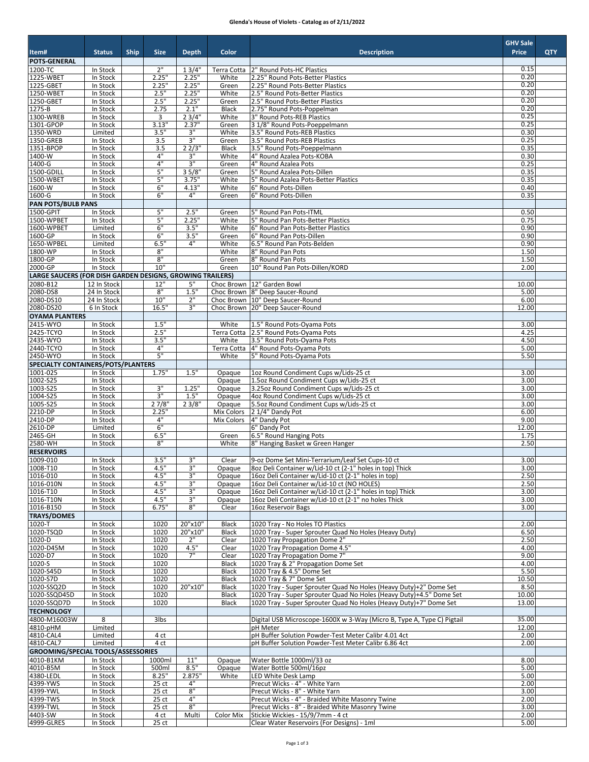**Glenda's House of Violets - Catalog as of 2/11/2022**

| Item# | Status | Ship | Size | Depth | Color | Description | GHV Sale Price | QTY |
|---|---|---|---|---|---|---|---|---|
| **POTS-GENERAL** | | | | | | | | |
| 1200-TC | In Stock | | 2" | 1 3/4" | Terra Cotta | 2" Round Pots-HC Plastics | 0.15 | |
| 1225-WBET | In Stock | | 2.25" | 2.25" | White | 2.25" Round Pots-Better Plastics | 0.20 | |
| 1225-GBET | In Stock | | 2.25" | 2.25" | Green | 2.25" Round Pots-Better Plastics | 0.20 | |
| 1250-WBET | In Stock | | 2.5" | 2.25" | White | 2.5" Round Pots-Better Plastics | 0.20 | |
| 1250-GBET | In Stock | | 2.5" | 2.25" | Green | 2.5" Round Pots-Better Plastics | 0.20 | |
| 1275-B | In Stock | | 2.75 | 2.1" | Black | 2.75" Round Pots-Poppelman | 0.20 | |
| 1300-WREB | In Stock | | 3 | 2 3/4" | White | 3" Round Pots-REB Plastics | 0.25 | |
| 1301-GPOP | In Stock | | 3.13" | 2.37" | Green | 3 1/8" Round Pots-Poeppelmann | 0.25 | |
| 1350-WRD | Limited | | 3.5" | 3" | White | 3.5" Round Pots-REB Plastics | 0.30 | |
| 1350-GREB | In Stock | | 3.5 | 3" | Green | 3.5" Round Pots-REB Plastics | 0.25 | |
| 1351-BPOP | In Stock | | 3.5 | 2 2/3" | Black | 3.5" Round Pots-Poeppelmann | 0.35 | |
| 1400-W | In Stock | | 4" | 3" | White | 4" Round Azalea Pots-KOBA | 0.30 | |
| 1400-G | In Stock | | 4" | 3" | Green | 4" Round Azalea Pots | 0.25 | |
| 1500-GDILL | In Stock | | 5" | 3 5/8" | Green | 5" Round Azalea Pots-Dillen | 0.35 | |
| 1500-WBET | In Stock | | 5" | 3.75" | White | 5" Round Azalea Pots-Better Plastics | 0.35 | |
| 1600-W | In Stock | | 6" | 4.13" | White | 6" Round Pots-Dillen | 0.40 | |
| 1600-G | In Stock | | 6" | 4" | Green | 6" Round Pots-Dillen | 0.35 | |
| **PAN POTS/BULB PANS** | | | | | | | | |
| 1500-GPIT | In Stock | | 5" | 2.5" | Green | 5" Round Pan Pots-ITML | 0.50 | |
| 1500-WPBET | In Stock | | 5" | 2.25" | White | 5" Round Pan Pots-Better Plastics | 0.75 | |
| 1600-WPBET | Limited | | 6" | 3.5" | White | 6" Round Pan Pots-Better Plastics | 0.90 | |
| 1600-GP | In Stock | | 6" | 3.5" | Green | 6" Round Pan Pots-Dillen | 0.90 | |
| 1650-WPBEL | Limited | | 6.5" | 4" | White | 6.5" Round Pan Pots-Belden | 0.90 | |
| 1800-WP | In Stock | | 8" | | White | 8" Round Pan Pots | 1.50 | |
| 1800-GP | In Stock | | 8" | | Green | 8" Round Pan Pots | 1.50 | |
| 2000-GP | In Stock | | 10" | | Green | 10" Round Pan Pots-Dillen/KORD | 2.00 | |
| **LARGE SAUCERS (FOR DISH GARDEN DESIGNS, GROWING TRAILERS)** | | | | | | | | |
| 2080-B12 | 12 In Stock | | 12" | 5" | Choc Brown | 12" Garden Bowl | 10.00 | |
| 2080-DS8 | 24 In Stock | | 8" | 1.5" | Choc Brown | 8" Deep Saucer-Round | 5.00 | |
| 2080-DS10 | 24 In Stock | | 10" | 2" | Choc Brown | 10" Deep Saucer-Round | 6.00 | |
| 2080-DS20 | 6 In Stock | | 16.5" | 3" | Choc Brown | 20" Deep Saucer-Round | 12.00 | |
| **OYAMA PLANTERS** | | | | | | | | |
| 2415-WYO | In Stock | | 1.5" | | White | 1.5" Round Pots-Oyama Pots | 3.00 | |
| 2425-TCYO | In Stock | | 2.5" | | Terra Cotta | 2.5" Round Pots-Oyama Pots | 4.25 | |
| 2435-WYO | In Stock | | 3.5" | | White | 3.5" Round Pots-Oyama Pots | 4.50 | |
| 2440-TCYO | In Stock | | 4" | | Terra Cotta | 4" Round Pots-Oyama Pots | 5.00 | |
| 2450-WYO | In Stock | | 5" | | White | 5" Round Pots-Oyama Pots | 5.50 | |
| **SPECIALTY CONTAINERS/POTS/PLANTERS** | | | | | | | | |
| 1001-025 | In Stock | | 1.75" | 1.5" | Opaque | 1oz Round Condiment Cups w/Lids-25 ct | 3.00 | |
| 1002-S25 | In Stock | | | | Opaque | 1.5oz Round Condiment Cups w/Lids-25 ct | 3.00 | |
| 1003-S25 | In Stock | | 3" | 1.25" | Opaque | 3.25oz Round Condiment Cups w/Lids-25 ct | 3.00 | |
| 1004-S25 | In Stock | | 3" | 1.5" | Opaque | 4oz Round Condiment Cups w/Lids-25 ct | 3.00 | |
| 1005-S25 | In Stock | | 2 7/8" | 2 3/8" | Opaque | 5.5oz Round Condiment Cups w/Lids-25 ct | 3.00 | |
| 2210-DP | In Stock | | 2.25" | | Mix Colors | 2 1/4" Dandy Pot | 6.00 | |
| 2410-DP | In Stock | | 4" | | Mix Colors | 4" Dandy Pot | 9.00 | |
| 2610-DP | Limited | | 6" | | | 6" Dandy Pot | 12.00 | |
| 2465-GH | In Stock | | 6.5" | | Green | 6.5" Round Hanging Pots | 1.75 | |
| 2580-WH | In Stock | | 8" | | White | 8" Hanging Basket w Green Hanger | 2.50 | |
| **RESERVOIRS** | | | | | | | | |
| 1009-010 | In Stock | | 3.5" | 3" | Clear | 9-oz Dome Set Mini-Terrarium/Leaf Set Cups-10 ct | 3.00 | |
| 1008-T10 | In Stock | | 4.5" | 3" | Opaque | 8oz Deli Container w/Lid-10 ct (2-1" holes in top) Thick | 3.00 | |
| 1016-010 | In Stock | | 4.5" | 3" | Opaque | 16oz Deli Container w/Lid-10 ct (2-1" holes in top) | 2.50 | |
| 1016-010N | In Stock | | 4.5" | 3" | Opaque | 16oz Deli Container w/Lid-10 ct (NO HOLES) | 2.50 | |
| 1016-T10 | In Stock | | 4.5" | 3" | Opaque | 16oz Deli Container w/Lid-10 ct (2-1" holes in top) Thick | 3.00 | |
| 1016-T10N | In Stock | | 4.5" | 3" | Opaque | 16oz Deli Container w/Lid-10 ct (2-1" no holes Thick | 3.00 | |
| 1016-B150 | In Stock | | 6.75" | 8" | Clear | 16oz Reservoir Bags | 3.00 | |
| **TRAYS/DOMES** | | | | | | | | |
| 1020-T | In Stock | | 1020 | 20"x10" | Black | 1020 Tray - No Holes TO Plastics | 2.00 | |
| 1020-TSQD | In Stock | | 1020 | 20"x10" | Black | 1020 Tray - Super Sprouter Quad No Holes (Heavy Duty) | 6.50 | |
| 1020-D | In Stock | | 1020 | 2" | Clear | 1020 Tray Propagation Dome 2" | 2.50 | |
| 1020-D45M | In Stock | | 1020 | 4.5" | Clear | 1020 Tray Propagation Dome 4.5" | 4.00 | |
| 1020-D7 | In Stock | | 1020 | 7" | Clear | 1020 Tray Propagation Dome 7" | 9.00 | |
| 1020-S | In Stock | | 1020 | | Black | 1020 Tray & 2" Propagation Dome Set | 4.00 | |
| 1020-S45D | In Stock | | 1020 | | Black | 1020 Tray & 4.5" Dome Set | 5.50 | |
| 1020-S7D | In Stock | | 1020 | | Black | 1020 Tray & 7" Dome Set | 10.50 | |
| 1020-SSQ2D | In Stock | | 1020 | 20"x10" | Black | 1020 Tray - Super Sprouter Quad No Holes (Heavy Duty)+2" Dome Set | 8.50 | |
| 1020-SSQD45D | In Stock | | 1020 | | Black | 1020 Tray - Super Sprouter Quad No Holes (Heavy Duty)+4.5" Dome Set | 10.00 | |
| 1020-SSQD7D | In Stock | | 1020 | | Black | 1020 Tray - Super Sprouter Quad No Holes (Heavy Duty)+7" Dome Set | 13.00 | |
| **TECHNOLOGY** | | | | | | | | |
| 4800-M16003W | 8 | | 3lbs | | | Digital USB Microscope-1600X w 3-Way (Micro B, Type A, Type C) Pigtail | 35.00 | |
| 4810-pHM | Limited | | | | | pH Meter | 12.00 | |
| 4810-CAL4 | Limited | | 4 ct | | | pH Buffer Solution Powder-Test Meter Calibr 4.01 4ct | 2.00 | |
| 4810-CAL7 | Limited | | 4 ct | | | pH Buffer Solution Powder-Test Meter Calibr 6.86 4ct | 2.00 | |
| **GROOMING/SPECIAL TOOLS/ASSESSORIES** | | | | | | | | |
| 4010-B1KM | In Stock | | 1000ml | 11" | Opaque | Water Bottle 1000ml/33 oz | 8.00 | |
| 4010-B5M | In Stock | | 500ml | 8.5" | Opaque | Water Bottle 500ml/16pz | 5.00 | |
| 4380-LEDL | In Stock | | 8.25" | 2.875" | White | LED White Desk Lamp | 5.00 | |
| 4399-YWS | In Stock | | 25 ct | 4" | | Precut Wicks - 4" - White Yarn | 2.00 | |
| 4399-YWL | In Stock | | 25 ct | 8" | | Precut Wicks - 8" - White Yarn | 3.00 | |
| 4399-TWS | In Stock | | 25 ct | 4" | | Precut Wicks - 4" - Braided White Masonry Twine | 2.00 | |
| 4399-TWL | In Stock | | 25 ct | 8" | | Precut Wicks - 8" - Braided White Masonry Twine | 3.00 | |
| 4403-SW | In Stock | | 4 ct | Multi | Color Mix | Stickie Wickies - 15/9/7mm - 4 ct | 2.00 | |
| 4999-GLRES | In Stock | | 25 ct | | | Clear Water Reservoirs (For Designs) - 1ml | 5.00 | |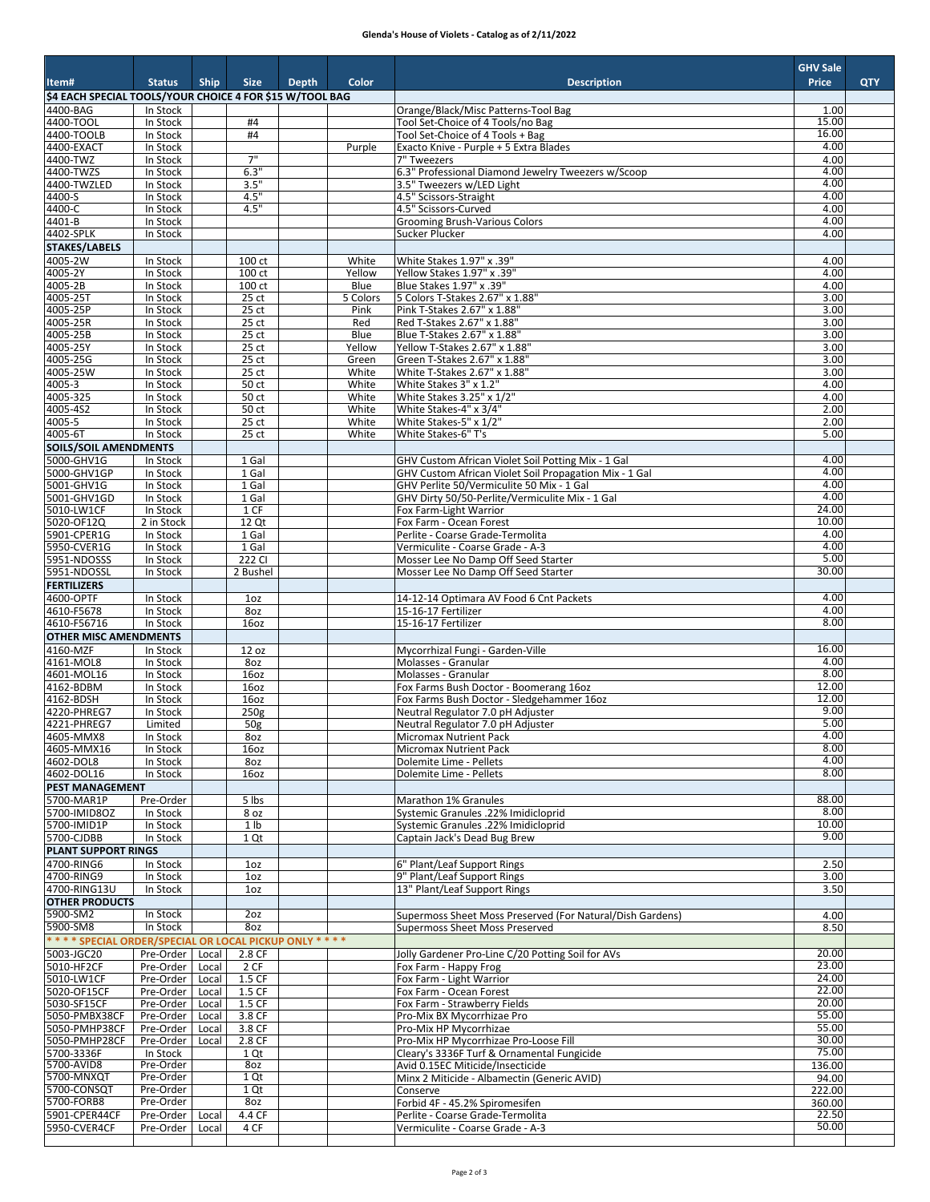**Glenda's House of Violets - Catalog as of 2/11/2022**

| Item# | Status | Ship | Size | Depth | Color | Description | GHV Sale Price | QTY |
|---|---|---|---|---|---|---|---|---|
| **$4 EACH SPECIAL TOOLS/YOUR CHOICE 4 FOR $15 W/TOOL BAG** | | | | | | | | |
| 4400-BAG | In Stock | | | | | Orange/Black/Misc Patterns-Tool Bag | 1.00 | |
| 4400-TOOL | In Stock | | #4 | | | Tool Set-Choice of 4 Tools/no Bag | 15.00 | |
| 4400-TOOLB | In Stock | | #4 | | | Tool Set-Choice of 4 Tools + Bag | 16.00 | |
| 4400-EXACT | In Stock | | | | Purple | Exacto Knive - Purple + 5 Extra Blades | 4.00 | |
| 4400-TWZ | In Stock | | 7" | | | 7" Tweezers | 4.00 | |
| 4400-TWZS | In Stock | | 6.3" | | | 6.3" Professional Diamond Jewelry Tweezers w/Scoop | 4.00 | |
| 4400-TWZLED | In Stock | | 3.5" | | | 3.5" Tweezers w/LED Light | 4.00 | |
| 4400-S | In Stock | | 4.5" | | | 4.5" Scissors-Straight | 4.00 | |
| 4400-C | In Stock | | 4.5" | | | 4.5" Scissors-Curved | 4.00 | |
| 4401-B | In Stock | | | | | Grooming Brush-Various Colors | 4.00 | |
| 4402-SPLK | In Stock | | | | | Sucker Plucker | 4.00 | |
| **STAKES/LABELS** | | | | | | | | |
| 4005-2W | In Stock | | 100 ct | | White | White Stakes 1.97" x .39" | 4.00 | |
| 4005-2Y | In Stock | | 100 ct | | Yellow | Yellow Stakes 1.97" x .39" | 4.00 | |
| 4005-2B | In Stock | | 100 ct | | Blue | Blue Stakes 1.97" x .39" | 4.00 | |
| 4005-25T | In Stock | | 25 ct | | 5 Colors | 5 Colors T-Stakes 2.67" x 1.88" | 3.00 | |
| 4005-25P | In Stock | | 25 ct | | Pink | Pink T-Stakes 2.67" x 1.88" | 3.00 | |
| 4005-25R | In Stock | | 25 ct | | Red | Red T-Stakes 2.67" x 1.88" | 3.00 | |
| 4005-25B | In Stock | | 25 ct | | Blue | Blue T-Stakes 2.67" x 1.88" | 3.00 | |
| 4005-25Y | In Stock | | 25 ct | | Yellow | Yellow T-Stakes 2.67" x 1.88" | 3.00 | |
| 4005-25G | In Stock | | 25 ct | | Green | Green T-Stakes 2.67" x 1.88" | 3.00 | |
| 4005-25W | In Stock | | 25 ct | | White | White T-Stakes 2.67" x 1.88" | 3.00 | |
| 4005-3 | In Stock | | 50 ct | | White | White Stakes 3" x 1.2" | 4.00 | |
| 4005-325 | In Stock | | 50 ct | | White | White Stakes 3.25" x 1/2" | 4.00 | |
| 4005-4S2 | In Stock | | 50 ct | | White | White Stakes-4" x 3/4" | 2.00 | |
| 4005-5 | In Stock | | 25 ct | | White | White Stakes-5" x 1/2" | 2.00 | |
| 4005-6T | In Stock | | 25 ct | | White | White Stakes-6" T's | 5.00 | |
| **SOILS/SOIL AMENDMENTS** | | | | | | | | |
| 5000-GHV1G | In Stock | | 1 Gal | | | GHV Custom African Violet Soil Potting Mix - 1 Gal | 4.00 | |
| 5000-GHV1GP | In Stock | | 1 Gal | | | GHV Custom African Violet Soil Propagation Mix - 1 Gal | 4.00 | |
| 5001-GHV1G | In Stock | | 1 Gal | | | GHV Perlite 50/Vermiculite 50 Mix - 1 Gal | 4.00 | |
| 5001-GHV1GD | In Stock | | 1 Gal | | | GHV Dirty 50/50-Perlite/Vermiculite Mix - 1 Gal | 4.00 | |
| 5010-LW1CF | In Stock | | 1 CF | | | Fox Farm-Light Warrior | 24.00 | |
| 5020-OF12Q | 2 in Stock | | 12 Qt | | | Fox Farm - Ocean Forest | 10.00 | |
| 5901-CPER1G | In Stock | | 1 Gal | | | Perlite - Coarse Grade-Termolita | 4.00 | |
| 5950-CVER1G | In Stock | | 1 Gal | | | Vermiculite - Coarse Grade - A-3 | 4.00 | |
| 5951-NDOSSS | In Stock | | 222 CI | | | Mosser Lee No Damp Off Seed Starter | 5.00 | |
| 5951-NDOSSL | In Stock | | 2 Bushel | | | Mosser Lee No Damp Off Seed Starter | 30.00 | |
| **FERTILIZERS** | | | | | | | | |
| 4600-OPTF | In Stock | | 1oz | | | 14-12-14 Optimara AV Food 6 Cnt Packets | 4.00 | |
| 4610-F5678 | In Stock | | 8oz | | | 15-16-17 Fertilizer | 4.00 | |
| 4610-F56716 | In Stock | | 16oz | | | 15-16-17 Fertilizer | 8.00 | |
| **OTHER MISC AMENDMENTS** | | | | | | | | |
| 4160-MZF | In Stock | | 12 oz | | | Mycorrhizal Fungi - Garden-Ville | 16.00 | |
| 4161-MOL8 | In Stock | | 8oz | | | Molasses - Granular | 4.00 | |
| 4601-MOL16 | In Stock | | 16oz | | | Molasses - Granular | 8.00 | |
| 4162-BDBM | In Stock | | 16oz | | | Fox Farms Bush Doctor - Boomerang 16oz | 12.00 | |
| 4162-BDSH | In Stock | | 16oz | | | Fox Farms Bush Doctor - Sledgehammer 16oz | 12.00 | |
| 4220-PHREG7 | In Stock | | 250g | | | Neutral Regulator 7.0 pH Adjuster | 9.00 | |
| 4221-PHREG7 | Limited | | 50g | | | Neutral Regulator 7.0 pH Adjuster | 5.00 | |
| 4605-MMX8 | In Stock | | 8oz | | | Micromax Nutrient Pack | 4.00 | |
| 4605-MMX16 | In Stock | | 16oz | | | Micromax Nutrient Pack | 8.00 | |
| 4602-DOL8 | In Stock | | 8oz | | | Dolemite Lime - Pellets | 4.00 | |
| 4602-DOL16 | In Stock | | 16oz | | | Dolemite Lime - Pellets | 8.00 | |
| **PEST MANAGEMENT** | | | | | | | | |
| 5700-MAR1P | Pre-Order | | 5 lbs | | | Marathon 1% Granules | 88.00 | |
| 5700-IMID8OZ | In Stock | | 8 oz | | | Systemic Granules .22% Imidicloprid | 8.00 | |
| 5700-IMID1P | In Stock | | 1 lb | | | Systemic Granules .22% Imidicloprid | 10.00 | |
| 5700-CJDBB | In Stock | | 1 Qt | | | Captain Jack's Dead Bug Brew | 9.00 | |
| **PLANT SUPPORT RINGS** | | | | | | | | |
| 4700-RING6 | In Stock | | 1oz | | | 6" Plant/Leaf Support Rings | 2.50 | |
| 4700-RING9 | In Stock | | 1oz | | | 9" Plant/Leaf Support Rings | 3.00 | |
| 4700-RING13U | In Stock | | 1oz | | | 13" Plant/Leaf Support Rings | 3.50 | |
| **OTHER PRODUCTS** | | | | | | | | |
| 5900-SM2 | In Stock | | 2oz | | | Supermoss Sheet Moss Preserved (For Natural/Dish Gardens) | 4.00 | |
| 5900-SM8 | In Stock | | 8oz | | | Supermoss Sheet Moss Preserved | 8.50 | |
| **\* \* \* \* SPECIAL ORDER/SPECIAL OR LOCAL PICKUP ONLY \* \* \* \*** | | | | | | | | |
| 5003-JGC20 | Pre-Order | Local | 2.8 CF | | | Jolly Gardener Pro-Line C/20 Potting Soil for AVs | 20.00 | |
| 5010-HF2CF | Pre-Order | Local | 2 CF | | | Fox Farm - Happy Frog | 23.00 | |
| 5010-LW1CF | Pre-Order | Local | 1.5 CF | | | Fox Farm - Light Warrior | 24.00 | |
| 5020-OF15CF | Pre-Order | Local | 1.5 CF | | | Fox Farm - Ocean Forest | 22.00 | |
| 5030-SF15CF | Pre-Order | Local | 1.5 CF | | | Fox Farm - Strawberry Fields | 20.00 | |
| 5050-PMBX38CF | Pre-Order | Local | 3.8 CF | | | Pro-Mix BX Mycorrhizae Pro | 55.00 | |
| 5050-PMHP38CF | Pre-Order | Local | 3.8 CF | | | Pro-Mix HP Mycorrhizae | 55.00 | |
| 5050-PMHP28CF | Pre-Order | Local | 2.8 CF | | | Pro-Mix HP Mycorrhizae Pro-Loose Fill | 30.00 | |
| 5700-3336F | In Stock | | 1 Qt | | | Cleary's 3336F Turf & Ornamental Fungicide | 75.00 | |
| 5700-AVID8 | Pre-Order | | 8oz | | | Avid 0.15EC Miticide/Insecticide | 136.00 | |
| 5700-MNXQT | Pre-Order | | 1 Qt | | | Minx 2 Miticide - Albamectin (Generic AVID) | 94.00 | |
| 5700-CONSQT | Pre-Order | | 1 Qt | | | Conserve | 222.00 | |
| 5700-FORB8 | Pre-Order | | 8oz | | | Forbid 4F - 45.2% Spiromesifen | 360.00 | |
| 5901-CPER44CF | Pre-Order | Local | 4.4 CF | | | Perlite - Coarse Grade-Termolita | 22.50 | |
| 5950-CVER4CF | Pre-Order | Local | 4 CF | | | Vermiculite - Coarse Grade - A-3 | 50.00 | |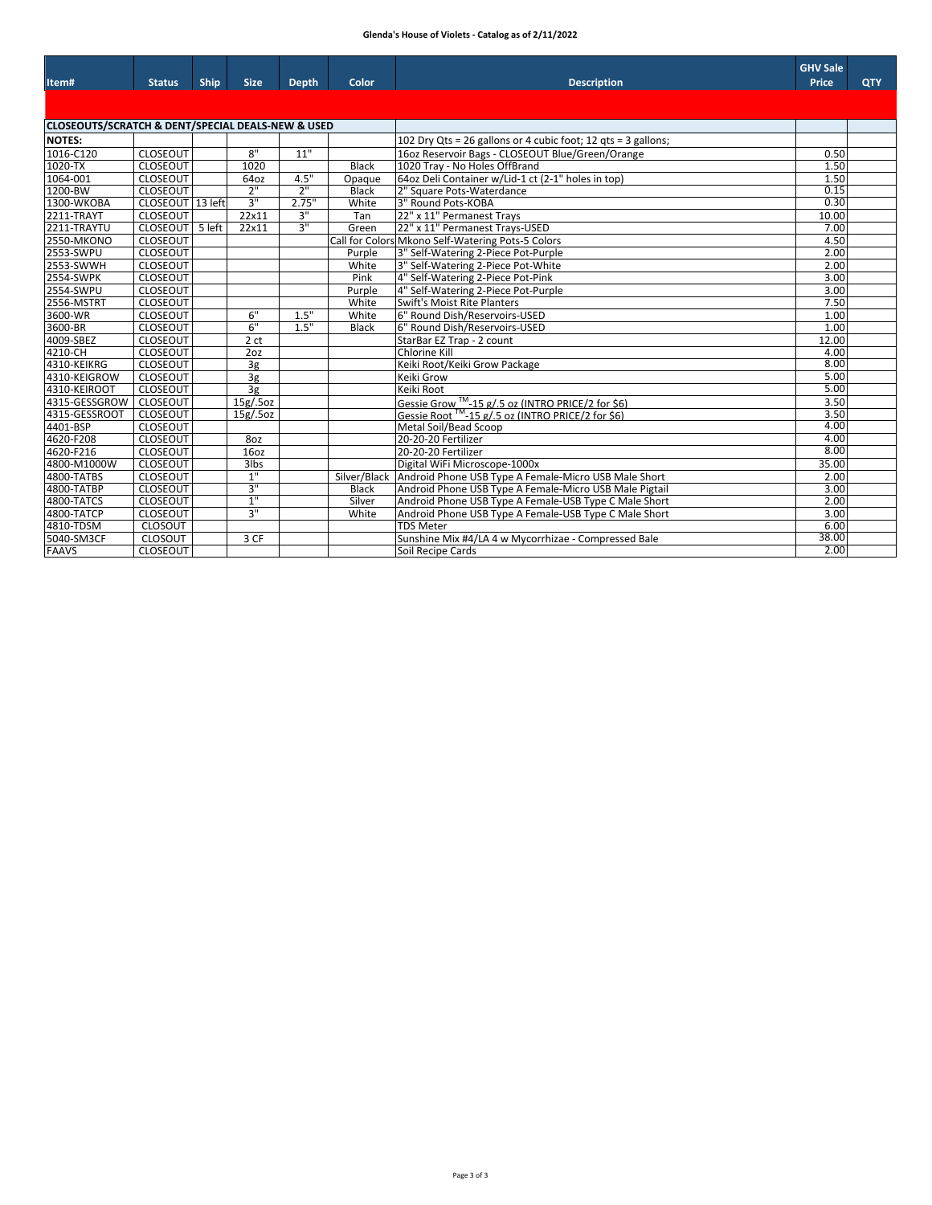**Glenda's House of Violets - Catalog as of 2/11/2022**

| Item# | Status | Ship | Size | Depth | Color | Description | GHV Sale Price | QTY |
|---|---|---|---|---|---|---|---|---|
| | | | | | | | | |
| **CLOSEOUTS/SCRATCH & DENT/SPECIAL DEALS-NEW & USED** | | | | | | | | |
| **NOTES:** | | | | | | 102 Dry Qts = 26 gallons or 4 cubic foot; 12 qts = 3 gallons; | | |
| 1016-C120 | CLOSEOUT | | 8" | 11" | | 16oz Reservoir Bags - CLOSEOUT Blue/Green/Orange | 0.50 | |
| 1020-TX | CLOSEOUT | | 1020 | | Black | 1020 Tray - No Holes OffBrand | 1.50 | |
| 1064-001 | CLOSEOUT | | 64oz | 4.5" | Opaque | 64oz Deli Container w/Lid-1 ct (2-1" holes in top) | 1.50 | |
| 1200-BW | CLOSEOUT | | 2" | 2" | Black | 2" Square Pots-Waterdance | 0.15 | |
| 1300-WKOBA | CLOSEOUT | 13 left | 3" | 2.75" | White | 3" Round Pots-KOBA | 0.30 | |
| 2211-TRAYT | CLOSEOUT | | 22x11 | 3" | Tan | 22" x 11" Permanest Trays | 10.00 | |
| 2211-TRAYTU | CLOSEOUT | 5 left | 22x11 | 3" | Green | 22" x 11" Permanest Trays-USED | 7.00 | |
| 2550-MKONO | CLOSEOUT | | | | Call for Colors | Mkono Self-Watering Pots-5 Colors | 4.50 | |
| 2553-SWPU | CLOSEOUT | | | | Purple | 3" Self-Watering 2-Piece Pot-Purple | 2.00 | |
| 2553-SWWH | CLOSEOUT | | | | White | 3" Self-Watering 2-Piece Pot-White | 2.00 | |
| 2554-SWPK | CLOSEOUT | | | | Pink | 4" Self-Watering 2-Piece Pot-Pink | 3.00 | |
| 2554-SWPU | CLOSEOUT | | | | Purple | 4" Self-Watering 2-Piece Pot-Purple | 3.00 | |
| 2556-MSTRT | CLOSEOUT | | | | White | Swift's Moist Rite Planters | 7.50 | |
| 3600-WR | CLOSEOUT | | 6" | 1.5" | White | 6" Round Dish/Reservoirs-USED | 1.00 | |
| 3600-BR | CLOSEOUT | | 6" | 1.5" | Black | 6" Round Dish/Reservoirs-USED | 1.00 | |
| 4009-SBEZ | CLOSEOUT | | 2 ct | | | StarBar EZ Trap - 2 count | 12.00 | |
| 4210-CH | CLOSEOUT | | 2oz | | | Chlorine Kill | 4.00 | |
| 4310-KEIKRG | CLOSEOUT | | 3g | | | Keiki Root/Keiki Grow Package | 8.00 | |
| 4310-KEIGROW | CLOSEOUT | | 3g | | | Keiki Grow | 5.00 | |
| 4310-KEIROOT | CLOSEOUT | | 3g | | | Keiki Root | 5.00 | |
| 4315-GESSGROW | CLOSEOUT | | 15g/.5oz | | | Gessie Grow ™-15 g/.5 oz (INTRO PRICE/2 for $6) | 3.50 | |
| 4315-GESSROOT | CLOSEOUT | | 15g/.5oz | | | Gessie Root ™-15 g/.5 oz (INTRO PRICE/2 for $6) | 3.50 | |
| 4401-BSP | CLOSEOUT | | | | | Metal Soil/Bead Scoop | 4.00 | |
| 4620-F208 | CLOSEOUT | | 8oz | | | 20-20-20 Fertilizer | 4.00 | |
| 4620-F216 | CLOSEOUT | | 16oz | | | 20-20-20 Fertilizer | 8.00 | |
| 4800-M1000W | CLOSEOUT | | 3lbs | | | Digital WiFi Microscope-1000x | 35.00 | |
| 4800-TATBS | CLOSEOUT | | 1" | | Silver/Black | Android Phone USB Type A Female-Micro USB Male Short | 2.00 | |
| 4800-TATBP | CLOSEOUT | | 3" | | Black | Android Phone USB Type A Female-Micro USB Male Pigtail | 3.00 | |
| 4800-TATCS | CLOSEOUT | | 1" | | Silver | Android Phone USB Type A Female-USB Type C Male Short | 2.00 | |
| 4800-TATCP | CLOSEOUT | | 3" | | White | Android Phone USB Type A Female-USB Type C Male Short | 3.00 | |
| 4810-TDSM | CLOSOUT | | | | | TDS Meter | 6.00 | |
| 5040-SM3CF | CLOSOUT | | 3 CF | | | Sunshine Mix #4/LA 4 w Mycorrhizae - Compressed Bale | 38.00 | |
| FAAVS | CLOSEOUT | | | | | Soil Recipe Cards | 2.00 | |